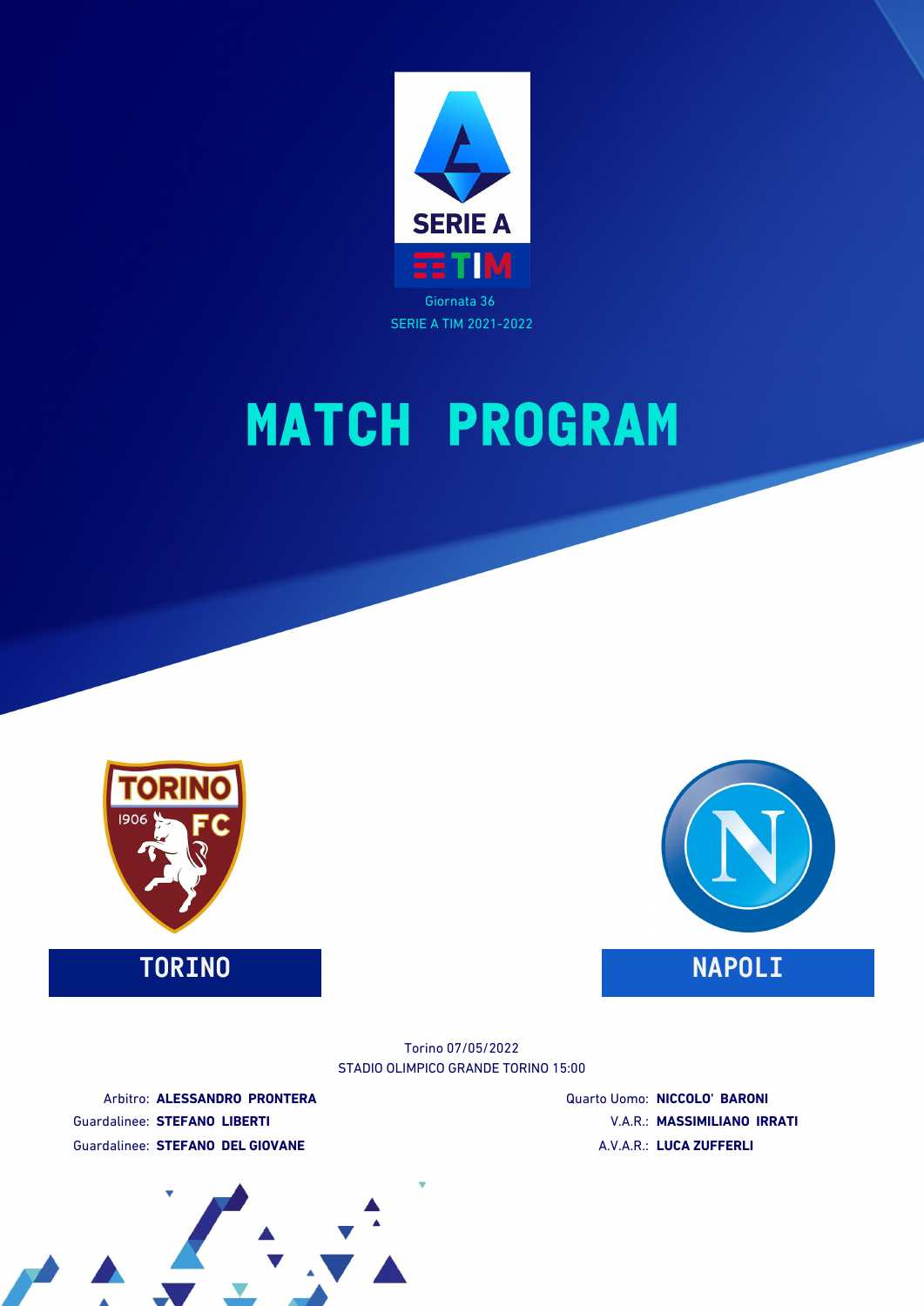SERIE A TIM

Giornata 36

SERIE A TIM 2021-2022

# MATCH PROGRAM

TORINO

NAPOLI

Torino 07/05/2022

STADIO OLIMPICO GRANDE TORINO 15:00

Arbitro: **ALESSANDRO PRONTERA**

Guardalinee: **STEFANO LIBERTI**

Guardalinee: **STEFANO DEL GIOVANE**

Quarto Uomo: **NICCOLO' BARONI**

V.A.R.: **MASSIMILIANO IRRATI**

A.V.A.R.: **LUCA ZUFFERLI**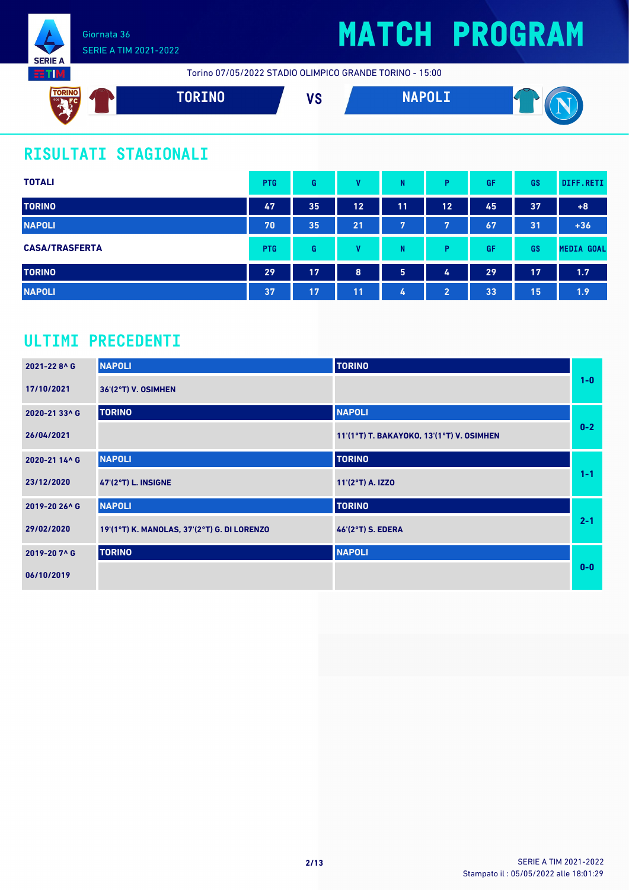Giornata 36

SERIE A TIM 2021-2022

# MATCH PROGRAM

Torino 07/05/2022 STADIO OLIMPICO GRANDE TORINO - 15:00

**TORINO** VS **NAPOLI**

## RISULTATI STAGIONALI

| TOTALI | PTG | G | V | N | P | GF | GS | DIFF.RETI |
|---|---|---|---|---|---|---|---|---|
| TORINO | 47 | 35 | 12 | 11 | 12 | 45 | 37 | +8 |
| NAPOLI | 70 | 35 | 21 | 7 | 7 | 67 | 31 | +36 |

| CASA/TRASFERTA | PTG | G | V | N | P | GF | GS | MEDIA GOAL |
|---|---|---|---|---|---|---|---|---|
| TORINO | 29 | 17 | 8 | 5 | 4 | 29 | 17 | 1.7 |
| NAPOLI | 37 | 17 | 11 | 4 | 2 | 33 | 15 | 1.9 |

## ULTIMI PRECEDENTI

| Giornata | Casa | Trasferta | Risultato |
|---|---|---|---|
| 2021-22 8^ G | NAPOLI | TORINO | 1-0 |
| 17/10/2021 | 36'(2°T) V. OSIMHEN | | |
| 2020-21 33^ G | TORINO | NAPOLI | 0-2 |
| 26/04/2021 | | 11'(1°T) T. BAKAYOKO, 13'(1°T) V. OSIMHEN | |
| 2020-21 14^ G | NAPOLI | TORINO | 1-1 |
| 23/12/2020 | 47'(2°T) L. INSIGNE | 11'(2°T) A. IZZO | |
| 2019-20 26^ G | NAPOLI | TORINO | 2-1 |
| 29/02/2020 | 19'(1°T) K. MANOLAS, 37'(2°T) G. DI LORENZO | 46'(2°T) S. EDERA | |
| 2019-20 7^ G | TORINO | NAPOLI | 0-0 |
| 06/10/2019 | | | |

SERIE A TIM 2021-2022

Stampato il : 05/05/2022 alle 18:01:29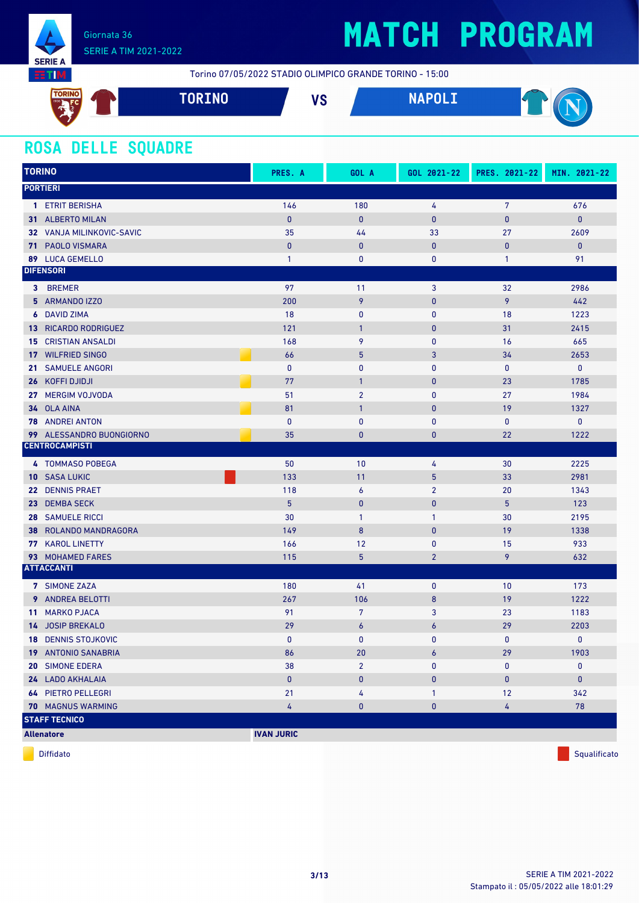Giornata 36
SERIE A TIM 2021-2022

# MATCH PROGRAM

Torino 07/05/2022 STADIO OLIMPICO GRANDE TORINO - 15:00

**TORINO** VS **NAPOLI**

## ROSA DELLE SQUADRE

| TORINO | PRES. A | GOL A | GOL 2021-22 | PRES. 2021-22 | MIN. 2021-22 |
|---|---|---|---|---|---|
| **PORTIERI** | | | | | |
| 1 ETRIT BERISHA | 146 | 180 | 4 | 7 | 676 |
| 31 ALBERTO MILAN | 0 | 0 | 0 | 0 | 0 |
| 32 VANJA MILINKOVIC-SAVIC | 35 | 44 | 33 | 27 | 2609 |
| 71 PAOLO VISMARA | 0 | 0 | 0 | 0 | 0 |
| 89 LUCA GEMELLO | 1 | 0 | 0 | 1 | 91 |
| **DIFENSORI** | | | | | |
| 3 BREMER | 97 | 11 | 3 | 32 | 2986 |
| 5 ARMANDO IZZO | 200 | 9 | 0 | 9 | 442 |
| 6 DAVID ZIMA | 18 | 0 | 0 | 18 | 1223 |
| 13 RICARDO RODRIGUEZ | 121 | 1 | 0 | 31 | 2415 |
| 15 CRISTIAN ANSALDI | 168 | 9 | 0 | 16 | 665 |
| 17 WILFRIED SINGO (Diffidato) | 66 | 5 | 3 | 34 | 2653 |
| 21 SAMUELE ANGORI | 0 | 0 | 0 | 0 | 0 |
| 26 KOFFI DJIDJI (Diffidato) | 77 | 1 | 0 | 23 | 1785 |
| 27 MERGIM VOJVODA | 51 | 2 | 0 | 27 | 1984 |
| 34 OLA AINA (Diffidato) | 81 | 1 | 0 | 19 | 1327 |
| 78 ANDREI ANTON | 0 | 0 | 0 | 0 | 0 |
| 99 ALESSANDRO BUONGIORNO (Diffidato) | 35 | 0 | 0 | 22 | 1222 |
| **CENTROCAMPISTI** | | | | | |
| 4 TOMMASO POBEGA | 50 | 10 | 4 | 30 | 2225 |
| 10 SASA LUKIC (Squalificato) | 133 | 11 | 5 | 33 | 2981 |
| 22 DENNIS PRAET | 118 | 6 | 2 | 20 | 1343 |
| 23 DEMBA SECK | 5 | 0 | 0 | 5 | 123 |
| 28 SAMUELE RICCI | 30 | 1 | 1 | 30 | 2195 |
| 38 ROLANDO MANDRAGORA | 149 | 8 | 0 | 19 | 1338 |
| 77 KAROL LINETTY | 166 | 12 | 0 | 15 | 933 |
| 93 MOHAMED FARES | 115 | 5 | 2 | 9 | 632 |
| **ATTACCANTI** | | | | | |
| 7 SIMONE ZAZA | 180 | 41 | 0 | 10 | 173 |
| 9 ANDREA BELOTTI | 267 | 106 | 8 | 19 | 1222 |
| 11 MARKO PJACA | 91 | 7 | 3 | 23 | 1183 |
| 14 JOSIP BREKALO | 29 | 6 | 6 | 29 | 2203 |
| 18 DENNIS STOJKOVIC | 0 | 0 | 0 | 0 | 0 |
| 19 ANTONIO SANABRIA | 86 | 20 | 6 | 29 | 1903 |
| 20 SIMONE EDERA | 38 | 2 | 0 | 0 | 0 |
| 24 LADO AKHALAIA | 0 | 0 | 0 | 0 | 0 |
| 64 PIETRO PELLEGRI | 21 | 4 | 1 | 12 | 342 |
| 70 MAGNUS WARMING | 4 | 0 | 0 | 4 | 78 |
| **STAFF TECNICO** | | | | | |
| **Allenatore** | **IVAN JURIC** | | | | |

Diffidato — Squalificato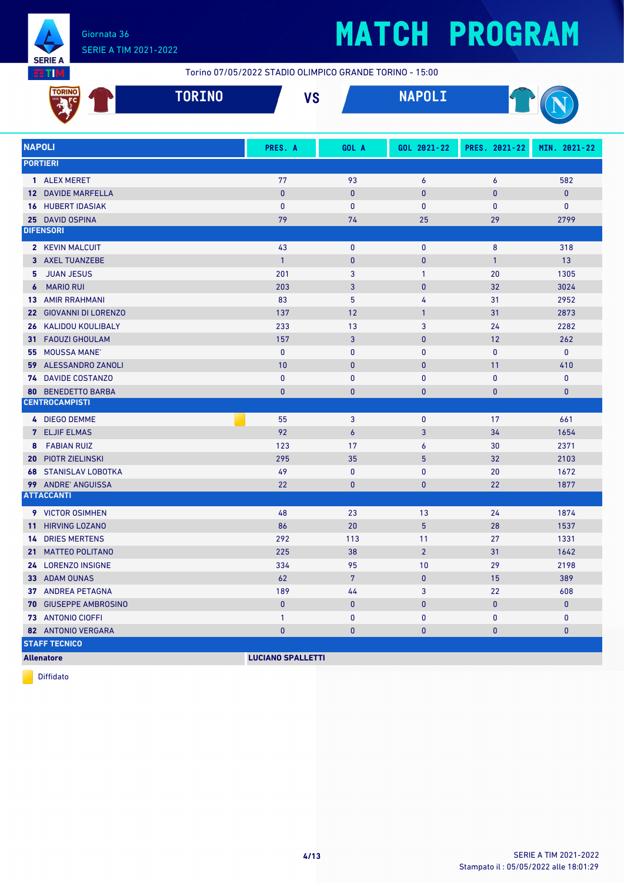# MATCH PROGRAM

Giornata 36
SERIE A TIM 2021-2022

Torino 07/05/2022 STADIO OLIMPICO GRANDE TORINO - 15:00

**TORINO** VS **NAPOLI**

| NAPOLI | PRES. A | GOL A | GOL 2021-22 | PRES. 2021-22 | MIN. 2021-22 |
|---|---|---|---|---|---|
| **PORTIERI** | | | | | |
| 1 ALEX MERET | 77 | 93 | 6 | 6 | 582 |
| 12 DAVIDE MARFELLA | 0 | 0 | 0 | 0 | 0 |
| 16 HUBERT IDASIAK | 0 | 0 | 0 | 0 | 0 |
| 25 DAVID OSPINA | 79 | 74 | 25 | 29 | 2799 |
| **DIFENSORI** | | | | | |
| 2 KEVIN MALCUIT | 43 | 0 | 0 | 8 | 318 |
| 3 AXEL TUANZEBE | 1 | 0 | 0 | 1 | 13 |
| 5 JUAN JESUS | 201 | 3 | 1 | 20 | 1305 |
| 6 MARIO RUI | 203 | 3 | 0 | 32 | 3024 |
| 13 AMIR RRAHMANI | 83 | 5 | 4 | 31 | 2952 |
| 22 GIOVANNI DI LORENZO | 137 | 12 | 1 | 31 | 2873 |
| 26 KALIDOU KOULIBALY | 233 | 13 | 3 | 24 | 2282 |
| 31 FAOUZI GHOULAM | 157 | 3 | 0 | 12 | 262 |
| 55 MOUSSA MANE' | 0 | 0 | 0 | 0 | 0 |
| 59 ALESSANDRO ZANOLI | 10 | 0 | 0 | 11 | 410 |
| 74 DAVIDE COSTANZO | 0 | 0 | 0 | 0 | 0 |
| 80 BENEDETTO BARBA | 0 | 0 | 0 | 0 | 0 |
| **CENTROCAMPISTI** | | | | | |
| 4 DIEGO DEMME (Diffidato) | 55 | 3 | 0 | 17 | 661 |
| 7 ELJIF ELMAS | 92 | 6 | 3 | 34 | 1654 |
| 8 FABIAN RUIZ | 123 | 17 | 6 | 30 | 2371 |
| 20 PIOTR ZIELINSKI | 295 | 35 | 5 | 32 | 2103 |
| 68 STANISLAV LOBOTKA | 49 | 0 | 0 | 20 | 1672 |
| 99 ANDRE' ANGUISSA | 22 | 0 | 0 | 22 | 1877 |
| **ATTACCANTI** | | | | | |
| 9 VICTOR OSIMHEN | 48 | 23 | 13 | 24 | 1874 |
| 11 HIRVING LOZANO | 86 | 20 | 5 | 28 | 1537 |
| 14 DRIES MERTENS | 292 | 113 | 11 | 27 | 1331 |
| 21 MATTEO POLITANO | 225 | 38 | 2 | 31 | 1642 |
| 24 LORENZO INSIGNE | 334 | 95 | 10 | 29 | 2198 |
| 33 ADAM OUNAS | 62 | 7 | 0 | 15 | 389 |
| 37 ANDREA PETAGNA | 189 | 44 | 3 | 22 | 608 |
| 70 GIUSEPPE AMBROSINO | 0 | 0 | 0 | 0 | 0 |
| 73 ANTONIO CIOFFI | 1 | 0 | 0 | 0 | 0 |
| 82 ANTONIO VERGARA | 0 | 0 | 0 | 0 | 0 |
| **STAFF TECNICO** | | | | | |
| **Allenatore** | **LUCIANO SPALLETTI** | | | | |

Diffidato

SERIE A TIM 2021-2022
Stampato il : 05/05/2022 alle 18:01:29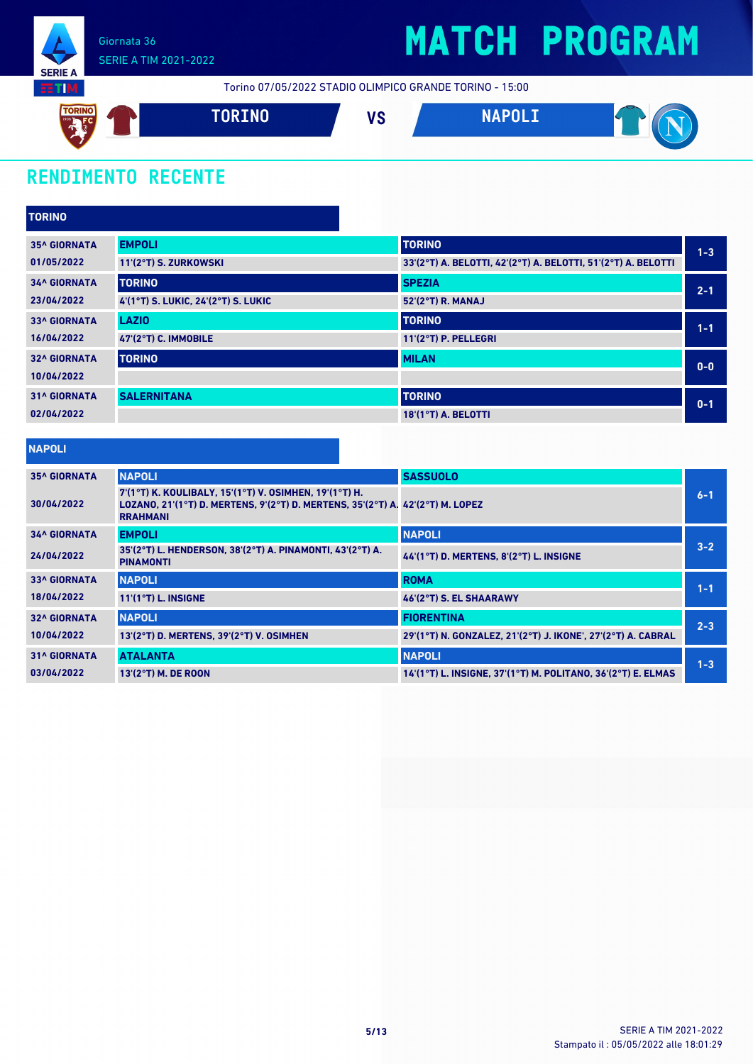Giornata 36

SERIE A TIM 2021-2022

# MATCH PROGRAM

Torino 07/05/2022 STADIO OLIMPICO GRANDE TORINO - 15:00

**TORINO** VS **NAPOLI**

## RENDIMENTO RECENTE

### TORINO

| Giornata | Casa | Ospite | Risultato |
|---|---|---|---|
| 35^ GIORNATA 01/05/2022 | EMPOLI<br>11'(2°T) S. ZURKOWSKI | TORINO<br>33'(2°T) A. BELOTTI, 42'(2°T) A. BELOTTI, 51'(2°T) A. BELOTTI | 1-3 |
| 34^ GIORNATA 23/04/2022 | TORINO<br>4'(1°T) S. LUKIC, 24'(2°T) S. LUKIC | SPEZIA<br>52'(2°T) R. MANAJ | 2-1 |
| 33^ GIORNATA 16/04/2022 | LAZIO<br>47'(2°T) C. IMMOBILE | TORINO<br>11'(2°T) P. PELLEGRI | 1-1 |
| 32^ GIORNATA 10/04/2022 | TORINO | MILAN | 0-0 |
| 31^ GIORNATA 02/04/2022 | SALERNITANA | TORINO<br>18'(1°T) A. BELOTTI | 0-1 |

### NAPOLI

| Giornata | Casa | Ospite | Risultato |
|---|---|---|---|
| 35^ GIORNATA 30/04/2022 | NAPOLI<br>7'(1°T) K. KOULIBALY, 15'(1°T) V. OSIMHEN, 19'(1°T) H. LOZANO, 21'(1°T) D. MERTENS, 9'(2°T) D. MERTENS, 35'(2°T) A. RRAHMANI | SASSUOLO<br>42'(2°T) M. LOPEZ | 6-1 |
| 34^ GIORNATA 24/04/2022 | EMPOLI<br>35'(2°T) L. HENDERSON, 38'(2°T) A. PINAMONTI, 43'(2°T) A. PINAMONTI | NAPOLI<br>44'(1°T) D. MERTENS, 8'(2°T) L. INSIGNE | 3-2 |
| 33^ GIORNATA 18/04/2022 | NAPOLI<br>11'(1°T) L. INSIGNE | ROMA<br>46'(2°T) S. EL SHAARAWY | 1-1 |
| 32^ GIORNATA 10/04/2022 | NAPOLI<br>13'(2°T) D. MERTENS, 39'(2°T) V. OSIMHEN | FIORENTINA<br>29'(1°T) N. GONZALEZ, 21'(2°T) J. IKONE', 27'(2°T) A. CABRAL | 2-3 |
| 31^ GIORNATA 03/04/2022 | ATALANTA<br>13'(2°T) M. DE ROON | NAPOLI<br>14'(1°T) L. INSIGNE, 37'(1°T) M. POLITANO, 36'(2°T) E. ELMAS | 1-3 |

Stampato il : 05/05/2022 alle 18:01:29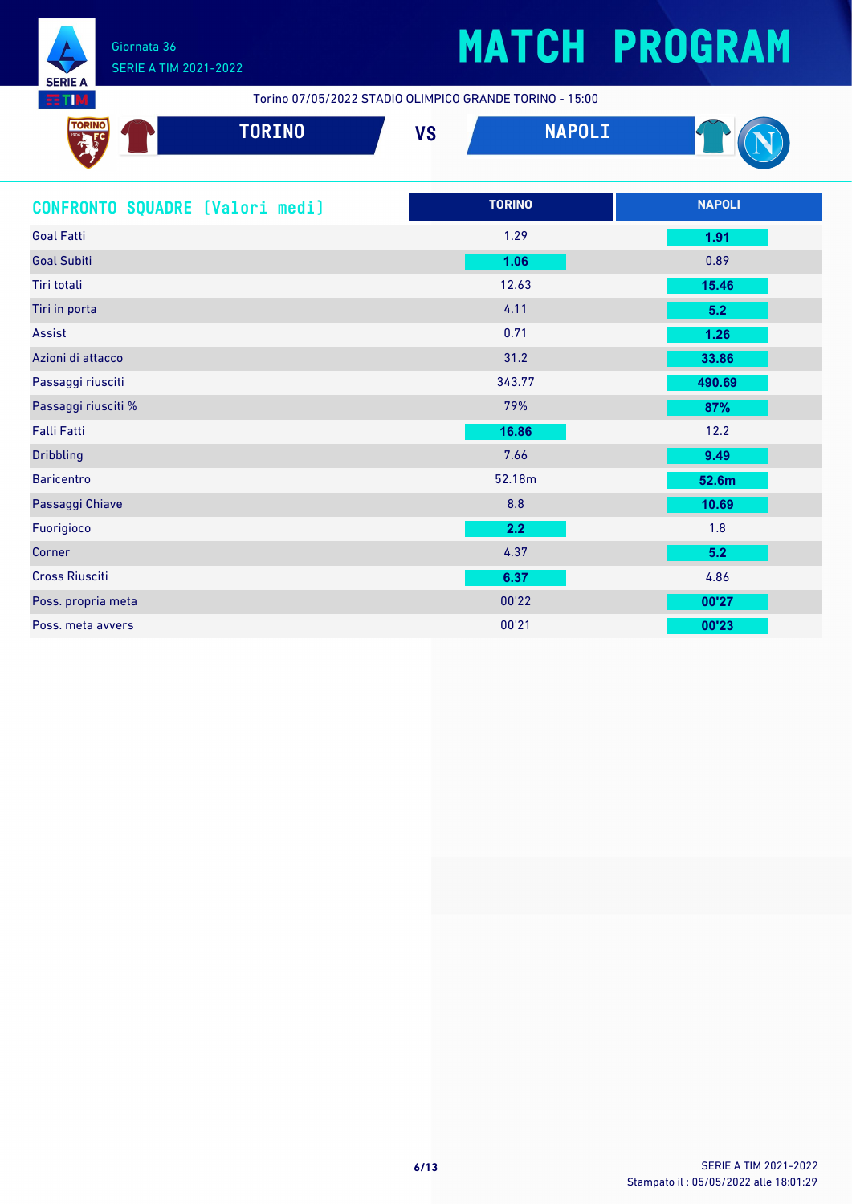# MATCH PROGRAM

Giornata 36
SERIE A TIM 2021-2022

Torino 07/05/2022 STADIO OLIMPICO GRANDE TORINO - 15:00

**TORINO** VS **NAPOLI**

## CONFRONTO SQUADRE [Valori medi]

| | TORINO | NAPOLI |
|---|---|---|
| Goal Fatti | 1.29 | **1.91** |
| Goal Subiti | **1.06** | 0.89 |
| Tiri totali | 12.63 | **15.46** |
| Tiri in porta | 4.11 | **5.2** |
| Assist | 0.71 | **1.26** |
| Azioni di attacco | 31.2 | **33.86** |
| Passaggi riusciti | 343.77 | **490.69** |
| Passaggi riusciti % | 79% | **87%** |
| Falli Fatti | **16.86** | 12.2 |
| Dribbling | 7.66 | **9.49** |
| Baricentro | 52.18m | **52.6m** |
| Passaggi Chiave | 8.8 | **10.69** |
| Fuorigioco | **2.2** | 1.8 |
| Corner | 4.37 | **5.2** |
| Cross Riusciti | **6.37** | 4.86 |
| Poss. propria meta | 00'22 | **00'27** |
| Poss. meta avvers | 00'21 | **00'23** |

Stampato il : 05/05/2022 alle 18:01:29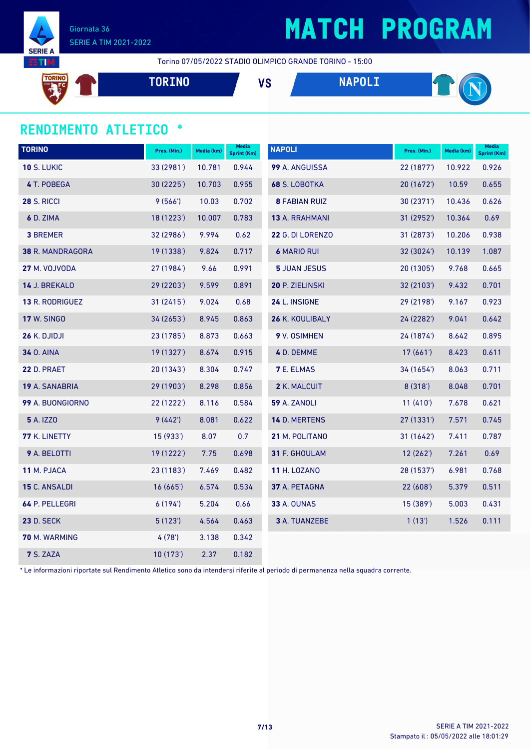# MATCH PROGRAM

Giornata 36
SERIE A TIM 2021-2022

Torino 07/05/2022 STADIO OLIMPICO GRANDE TORINO - 15:00

**TORINO** VS **NAPOLI**

## RENDIMENTO ATLETICO *

| TORINO | Pres. (Min.) | Media (km) | Media Sprint (Km) |
|---|---|---|---|
| **10** S. LUKIC | 33 (2981') | 10.781 | 0.944 |
| **4** T. POBEGA | 30 (2225') | 10.703 | 0.955 |
| **28** S. RICCI | 9 (566') | 10.03 | 0.702 |
| **6** D. ZIMA | 18 (1223') | 10.007 | 0.783 |
| **3** BREMER | 32 (2986') | 9.994 | 0.62 |
| **38** R. MANDRAGORA | 19 (1338') | 9.824 | 0.717 |
| **27** M. VOJVODA | 27 (1984') | 9.66 | 0.991 |
| **14** J. BREKALO | 29 (2203') | 9.599 | 0.891 |
| **13** R. RODRIGUEZ | 31 (2415') | 9.024 | 0.68 |
| **17** W. SINGO | 34 (2653') | 8.945 | 0.863 |
| **26** K. DJIDJI | 23 (1785') | 8.873 | 0.663 |
| **34** O. AINA | 19 (1327') | 8.674 | 0.915 |
| **22** D. PRAET | 20 (1343') | 8.304 | 0.747 |
| **19** A. SANABRIA | 29 (1903') | 8.298 | 0.856 |
| **99** A. BUONGIORNO | 22 (1222') | 8.116 | 0.584 |
| **5** A. IZZO | 9 (442') | 8.081 | 0.622 |
| **77** K. LINETTY | 15 (933') | 8.07 | 0.7 |
| **9** A. BELOTTI | 19 (1222') | 7.75 | 0.698 |
| **11** M. PJACA | 23 (1183') | 7.469 | 0.482 |
| **15** C. ANSALDI | 16 (665') | 6.574 | 0.534 |
| **64** P. PELLEGRI | 6 (194') | 5.204 | 0.66 |
| **23** D. SECK | 5 (123') | 4.564 | 0.463 |
| **70** M. WARMING | 4 (78') | 3.138 | 0.342 |
| **7** S. ZAZA | 10 (173') | 2.37 | 0.182 |

| NAPOLI | Pres. (Min.) | Media (km) | Media Sprint (Km) |
|---|---|---|---|
| **99** A. ANGUISSA | 22 (1877') | 10.922 | 0.926 |
| **68** S. LOBOTKA | 20 (1672') | 10.59 | 0.655 |
| **8** FABIAN RUIZ | 30 (2371') | 10.436 | 0.626 |
| **13** A. RRAHMANI | 31 (2952') | 10.364 | 0.69 |
| **22** G. DI LORENZO | 31 (2873') | 10.206 | 0.938 |
| **6** MARIO RUI | 32 (3024') | 10.139 | 1.087 |
| **5** JUAN JESUS | 20 (1305') | 9.768 | 0.665 |
| **20** P. ZIELINSKI | 32 (2103') | 9.432 | 0.701 |
| **24** L. INSIGNE | 29 (2198') | 9.167 | 0.923 |
| **26** K. KOULIBALY | 24 (2282') | 9.041 | 0.642 |
| **9** V. OSIMHEN | 24 (1874') | 8.642 | 0.895 |
| **4** D. DEMME | 17 (661') | 8.423 | 0.611 |
| **7** E. ELMAS | 34 (1654') | 8.063 | 0.711 |
| **2** K. MALCUIT | 8 (318') | 8.048 | 0.701 |
| **59** A. ZANOLI | 11 (410') | 7.678 | 0.621 |
| **14** D. MERTENS | 27 (1331') | 7.571 | 0.745 |
| **21** M. POLITANO | 31 (1642') | 7.411 | 0.787 |
| **31** F. GHOULAM | 12 (262') | 7.261 | 0.69 |
| **11** H. LOZANO | 28 (1537') | 6.981 | 0.768 |
| **37** A. PETAGNA | 22 (608') | 5.379 | 0.511 |
| **33** A. OUNAS | 15 (389') | 5.003 | 0.431 |
| **3** A. TUANZEBE | 1 (13') | 1.526 | 0.111 |

* Le informazioni riportate sul Rendimento Atletico sono da intendersi riferite al periodo di permanenza nella squadra corrente.

Stampato il : 05/05/2022 alle 18:01:29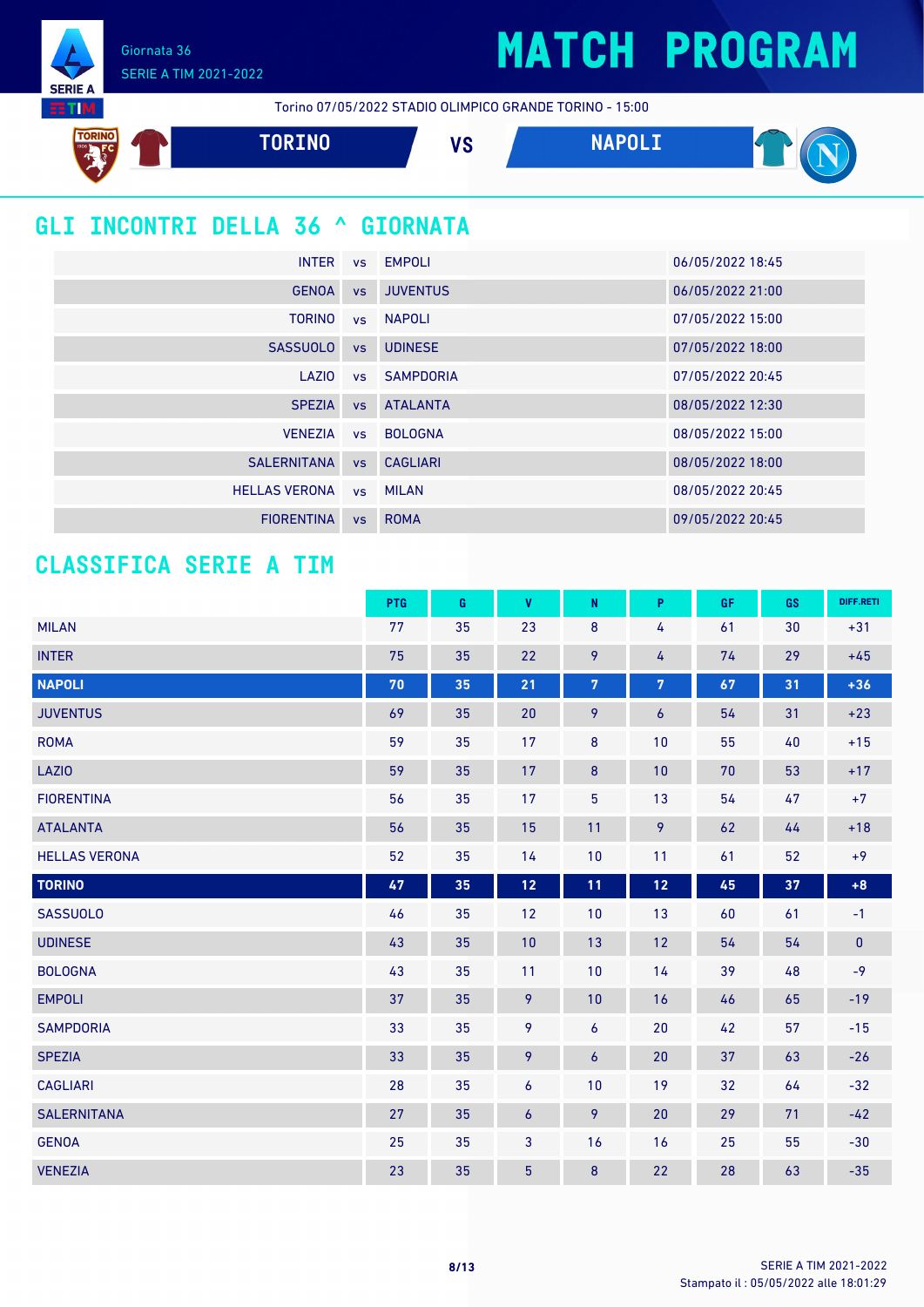Giornata 36

SERIE A TIM 2021-2022

# MATCH PROGRAM

Torino 07/05/2022 STADIO OLIMPICO GRANDE TORINO - 15:00

TORINO VS NAPOLI

## GLI INCONTRI DELLA 36 ^ GIORNATA

| | | | |
|---|---|---|---|
| INTER | vs | EMPOLI | 06/05/2022 18:45 |
| GENOA | vs | JUVENTUS | 06/05/2022 21:00 |
| TORINO | vs | NAPOLI | 07/05/2022 15:00 |
| SASSUOLO | vs | UDINESE | 07/05/2022 18:00 |
| LAZIO | vs | SAMPDORIA | 07/05/2022 20:45 |
| SPEZIA | vs | ATALANTA | 08/05/2022 12:30 |
| VENEZIA | vs | BOLOGNA | 08/05/2022 15:00 |
| SALERNITANA | vs | CAGLIARI | 08/05/2022 18:00 |
| HELLAS VERONA | vs | MILAN | 08/05/2022 20:45 |
| FIORENTINA | vs | ROMA | 09/05/2022 20:45 |

## CLASSIFICA SERIE A TIM

| | PTG | G | V | N | P | GF | GS | DIFF.RETI |
|---|---|---|---|---|---|---|---|---|
| MILAN | 77 | 35 | 23 | 8 | 4 | 61 | 30 | +31 |
| INTER | 75 | 35 | 22 | 9 | 4 | 74 | 29 | +45 |
| **NAPOLI** | **70** | **35** | **21** | **7** | **7** | **67** | **31** | **+36** |
| JUVENTUS | 69 | 35 | 20 | 9 | 6 | 54 | 31 | +23 |
| ROMA | 59 | 35 | 17 | 8 | 10 | 55 | 40 | +15 |
| LAZIO | 59 | 35 | 17 | 8 | 10 | 70 | 53 | +17 |
| FIORENTINA | 56 | 35 | 17 | 5 | 13 | 54 | 47 | +7 |
| ATALANTA | 56 | 35 | 15 | 11 | 9 | 62 | 44 | +18 |
| HELLAS VERONA | 52 | 35 | 14 | 10 | 11 | 61 | 52 | +9 |
| **TORINO** | **47** | **35** | **12** | **11** | **12** | **45** | **37** | **+8** |
| SASSUOLO | 46 | 35 | 12 | 10 | 13 | 60 | 61 | -1 |
| UDINESE | 43 | 35 | 10 | 13 | 12 | 54 | 54 | 0 |
| BOLOGNA | 43 | 35 | 11 | 10 | 14 | 39 | 48 | -9 |
| EMPOLI | 37 | 35 | 9 | 10 | 16 | 46 | 65 | -19 |
| SAMPDORIA | 33 | 35 | 9 | 6 | 20 | 42 | 57 | -15 |
| SPEZIA | 33 | 35 | 9 | 6 | 20 | 37 | 63 | -26 |
| CAGLIARI | 28 | 35 | 6 | 10 | 19 | 32 | 64 | -32 |
| SALERNITANA | 27 | 35 | 6 | 9 | 20 | 29 | 71 | -42 |
| GENOA | 25 | 35 | 3 | 16 | 16 | 25 | 55 | -30 |
| VENEZIA | 23 | 35 | 5 | 8 | 22 | 28 | 63 | -35 |

Stampato il : 05/05/2022 alle 18:01:29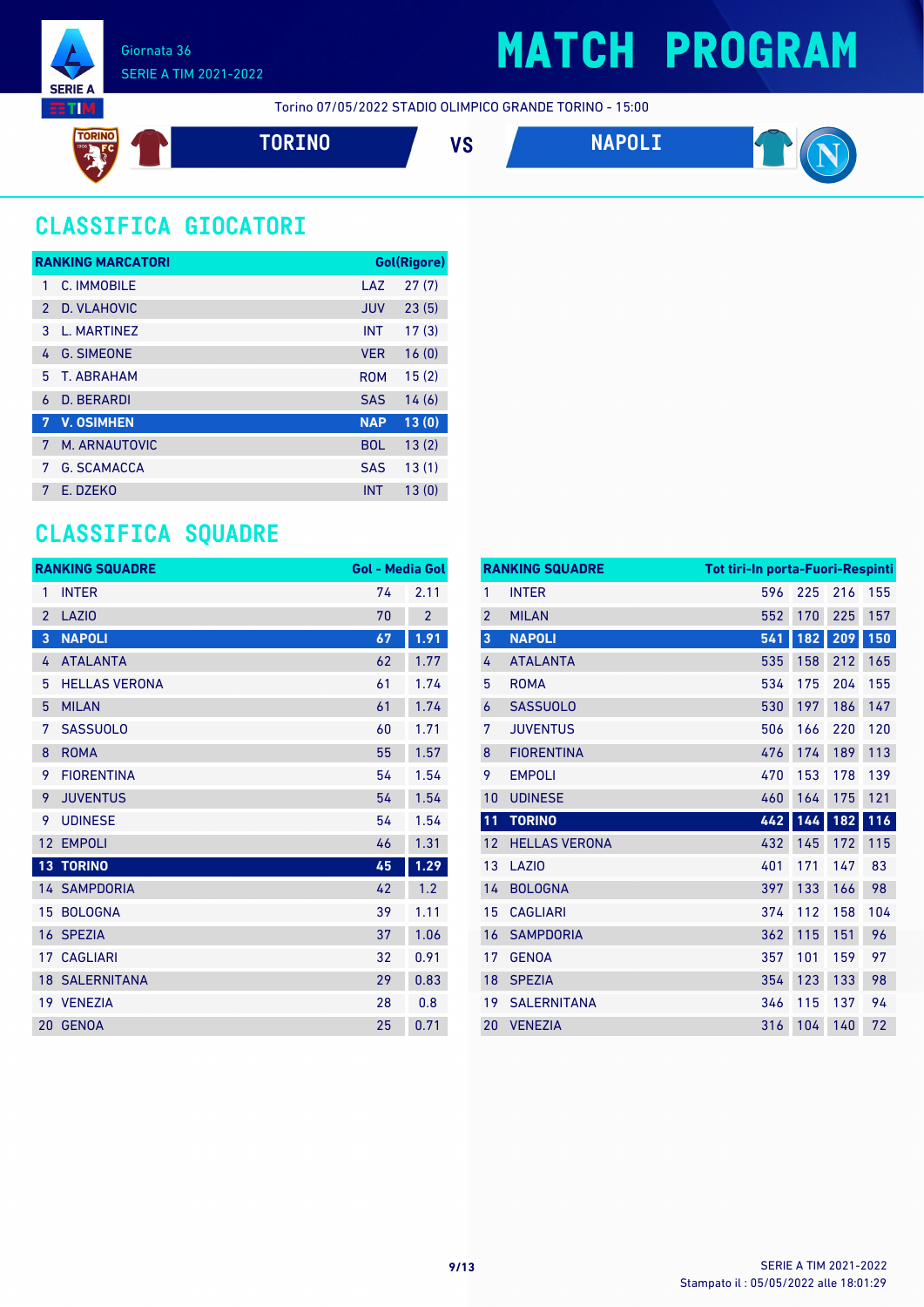Giornata 36

SERIE A TIM 2021-2022

# MATCH PROGRAM

Torino 07/05/2022 STADIO OLIMPICO GRANDE TORINO - 15:00

**TORINO** VS **NAPOLI**

## CLASSIFICA GIOCATORI

| RANKING MARCATORI | | | Gol(Rigore) |
|---|---|---|---|
| 1 | C. IMMOBILE | LAZ | 27 (7) |
| 2 | D. VLAHOVIC | JUV | 23 (5) |
| 3 | L. MARTINEZ | INT | 17 (3) |
| 4 | G. SIMEONE | VER | 16 (0) |
| 5 | T. ABRAHAM | ROM | 15 (2) |
| 6 | D. BERARDI | SAS | 14 (6) |
| **7** | **V. OSIMHEN** | **NAP** | **13 (0)** |
| 7 | M. ARNAUTOVIC | BOL | 13 (2) |
| 7 | G. SCAMACCA | SAS | 13 (1) |
| 7 | E. DZEKO | INT | 13 (0) |

## CLASSIFICA SQUADRE

| RANKING SQUADRE | | Gol | Media Gol |
|---|---|---|---|
| 1 | INTER | 74 | 2.11 |
| 2 | LAZIO | 70 | 2 |
| **3** | **NAPOLI** | **67** | **1.91** |
| 4 | ATALANTA | 62 | 1.77 |
| 5 | HELLAS VERONA | 61 | 1.74 |
| 5 | MILAN | 61 | 1.74 |
| 7 | SASSUOLO | 60 | 1.71 |
| 8 | ROMA | 55 | 1.57 |
| 9 | FIORENTINA | 54 | 1.54 |
| 9 | JUVENTUS | 54 | 1.54 |
| 9 | UDINESE | 54 | 1.54 |
| 12 | EMPOLI | 46 | 1.31 |
| **13** | **TORINO** | **45** | **1.29** |
| 14 | SAMPDORIA | 42 | 1.2 |
| 15 | BOLOGNA | 39 | 1.11 |
| 16 | SPEZIA | 37 | 1.06 |
| 17 | CAGLIARI | 32 | 0.91 |
| 18 | SALERNITANA | 29 | 0.83 |
| 19 | VENEZIA | 28 | 0.8 |
| 20 | GENOA | 25 | 0.71 |

| RANKING SQUADRE | | Tot tiri | In porta | Fuori | Respinti |
|---|---|---|---|---|---|
| 1 | INTER | 596 | 225 | 216 | 155 |
| 2 | MILAN | 552 | 170 | 225 | 157 |
| **3** | **NAPOLI** | **541** | **182** | **209** | **150** |
| 4 | ATALANTA | 535 | 158 | 212 | 165 |
| 5 | ROMA | 534 | 175 | 204 | 155 |
| 6 | SASSUOLO | 530 | 197 | 186 | 147 |
| 7 | JUVENTUS | 506 | 166 | 220 | 120 |
| 8 | FIORENTINA | 476 | 174 | 189 | 113 |
| 9 | EMPOLI | 470 | 153 | 178 | 139 |
| 10 | UDINESE | 460 | 164 | 175 | 121 |
| **11** | **TORINO** | **442** | **144** | **182** | **116** |
| 12 | HELLAS VERONA | 432 | 145 | 172 | 115 |
| 13 | LAZIO | 401 | 171 | 147 | 83 |
| 14 | BOLOGNA | 397 | 133 | 166 | 98 |
| 15 | CAGLIARI | 374 | 112 | 158 | 104 |
| 16 | SAMPDORIA | 362 | 115 | 151 | 96 |
| 17 | GENOA | 357 | 101 | 159 | 97 |
| 18 | SPEZIA | 354 | 123 | 133 | 98 |
| 19 | SALERNITANA | 346 | 115 | 137 | 94 |
| 20 | VENEZIA | 316 | 104 | 140 | 72 |

Stampato il : 05/05/2022 alle 18:01:29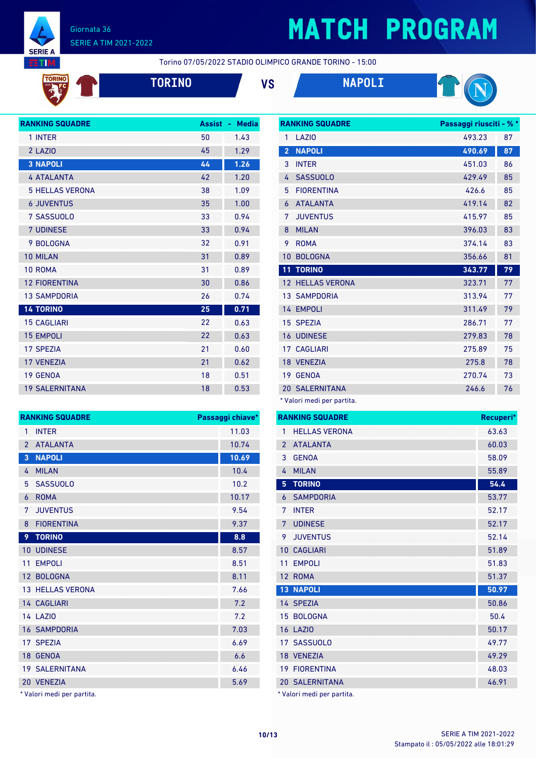# MATCH PROGRAM

Giornata 36
SERIE A TIM 2021-2022

Torino 07/05/2022 STADIO OLIMPICO GRANDE TORINO - 15:00

**TORINO** VS **NAPOLI**

| RANKING SQUADRE | Assist | Media |
|---|---|---|
| 1 INTER | 50 | 1.43 |
| 2 LAZIO | 45 | 1.29 |
| **3 NAPOLI** | **44** | **1.26** |
| 4 ATALANTA | 42 | 1.20 |
| 5 HELLAS VERONA | 38 | 1.09 |
| 6 JUVENTUS | 35 | 1.00 |
| 7 SASSUOLO | 33 | 0.94 |
| 7 UDINESE | 33 | 0.94 |
| 9 BOLOGNA | 32 | 0.91 |
| 10 MILAN | 31 | 0.89 |
| 10 ROMA | 31 | 0.89 |
| 12 FIORENTINA | 30 | 0.86 |
| 13 SAMPDORIA | 26 | 0.74 |
| **14 TORINO** | **25** | **0.71** |
| 15 CAGLIARI | 22 | 0.63 |
| 15 EMPOLI | 22 | 0.63 |
| 17 SPEZIA | 21 | 0.60 |
| 17 VENEZIA | 21 | 0.62 |
| 19 GENOA | 18 | 0.51 |
| 19 SALERNITANA | 18 | 0.53 |

| RANKING SQUADRE | Passaggi riusciti * | % * |
|---|---|---|
| 1 LAZIO | 493.23 | 87 |
| **2 NAPOLI** | **490.69** | **87** |
| 3 INTER | 451.03 | 86 |
| 4 SASSUOLO | 429.49 | 85 |
| 5 FIORENTINA | 426.6 | 85 |
| 6 ATALANTA | 419.14 | 82 |
| 7 JUVENTUS | 415.97 | 85 |
| 8 MILAN | 396.03 | 83 |
| 9 ROMA | 374.14 | 83 |
| 10 BOLOGNA | 356.66 | 81 |
| **11 TORINO** | **343.77** | **79** |
| 12 HELLAS VERONA | 323.71 | 77 |
| 13 SAMPDORIA | 313.94 | 77 |
| 14 EMPOLI | 311.49 | 79 |
| 15 SPEZIA | 286.71 | 77 |
| 16 UDINESE | 279.83 | 78 |
| 17 CAGLIARI | 275.89 | 75 |
| 18 VENEZIA | 275.8 | 78 |
| 19 GENOA | 270.74 | 73 |
| 20 SALERNITANA | 246.6 | 76 |

* Valori medi per partita.

| RANKING SQUADRE | Passaggi chiave* |
|---|---|
| 1 INTER | 11.03 |
| 2 ATALANTA | 10.74 |
| **3 NAPOLI** | **10.69** |
| 4 MILAN | 10.4 |
| 5 SASSUOLO | 10.2 |
| 6 ROMA | 10.17 |
| 7 JUVENTUS | 9.54 |
| 8 FIORENTINA | 9.37 |
| **9 TORINO** | **8.8** |
| 10 UDINESE | 8.57 |
| 11 EMPOLI | 8.51 |
| 12 BOLOGNA | 8.11 |
| 13 HELLAS VERONA | 7.66 |
| 14 CAGLIARI | 7.2 |
| 14 LAZIO | 7.2 |
| 16 SAMPDORIA | 7.03 |
| 17 SPEZIA | 6.69 |
| 18 GENOA | 6.6 |
| 19 SALERNITANA | 6.46 |
| 20 VENEZIA | 5.69 |

* Valori medi per partita.

| RANKING SQUADRE | Recuperi* |
|---|---|
| 1 HELLAS VERONA | 63.63 |
| 2 ATALANTA | 60.03 |
| 3 GENOA | 58.09 |
| 4 MILAN | 55.89 |
| **5 TORINO** | **54.4** |
| 6 SAMPDORIA | 53.77 |
| 7 INTER | 52.17 |
| 7 UDINESE | 52.17 |
| 9 JUVENTUS | 52.14 |
| 10 CAGLIARI | 51.89 |
| 11 EMPOLI | 51.83 |
| 12 ROMA | 51.37 |
| **13 NAPOLI** | **50.97** |
| 14 SPEZIA | 50.86 |
| 15 BOLOGNA | 50.4 |
| 16 LAZIO | 50.17 |
| 17 SASSUOLO | 49.77 |
| 18 VENEZIA | 49.29 |
| 19 FIORENTINA | 48.03 |
| 20 SALERNITANA | 46.91 |

* Valori medi per partita.

Stampato il : 05/05/2022 alle 18:01:29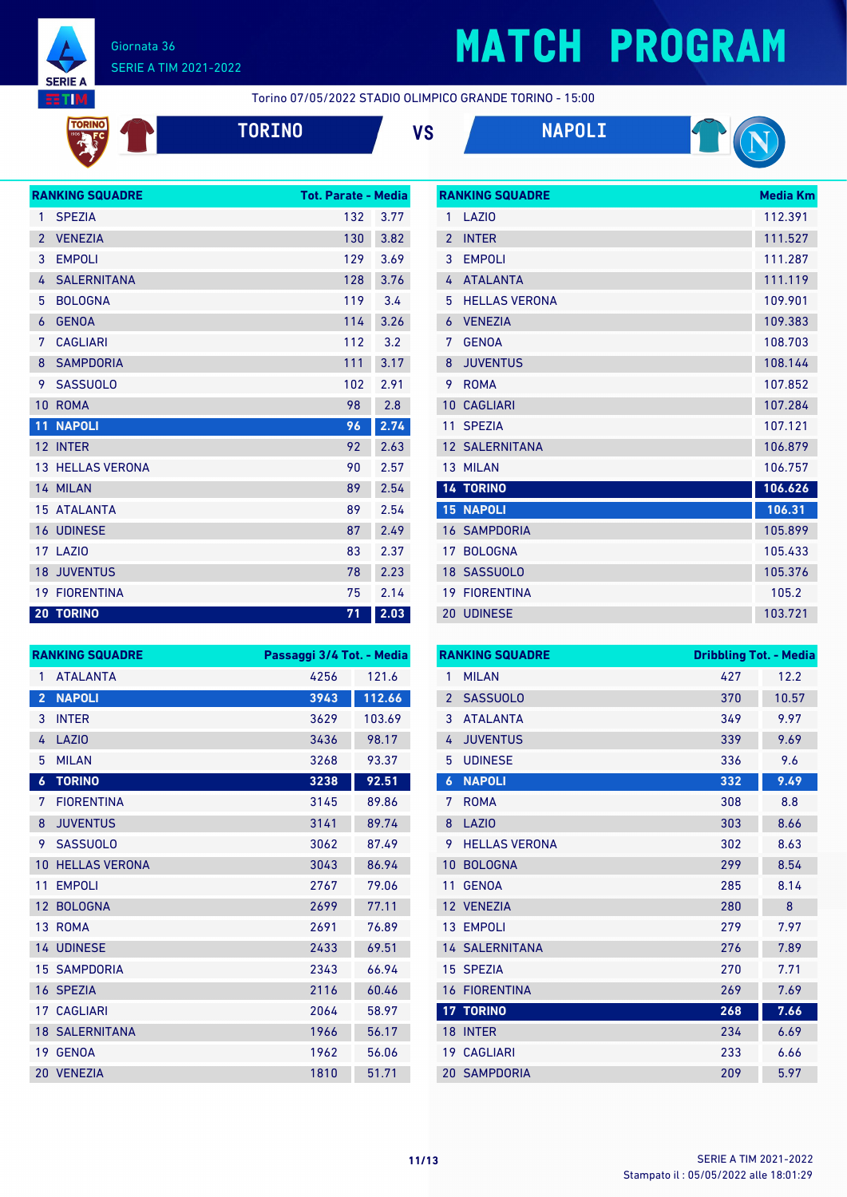# MATCH PROGRAM

Giornata 36
SERIE A TIM 2021-2022

Torino 07/05/2022 STADIO OLIMPICO GRANDE TORINO - 15:00

## TORINO VS NAPOLI

| RANKING SQUADRE | | Tot. Parate | Media |
|---|---|---|---|
| 1 | SPEZIA | 132 | 3.77 |
| 2 | VENEZIA | 130 | 3.82 |
| 3 | EMPOLI | 129 | 3.69 |
| 4 | SALERNITANA | 128 | 3.76 |
| 5 | BOLOGNA | 119 | 3.4 |
| 6 | GENOA | 114 | 3.26 |
| 7 | CAGLIARI | 112 | 3.2 |
| 8 | SAMPDORIA | 111 | 3.17 |
| 9 | SASSUOLO | 102 | 2.91 |
| 10 | ROMA | 98 | 2.8 |
| 11 | NAPOLI | 96 | 2.74 |
| 12 | INTER | 92 | 2.63 |
| 13 | HELLAS VERONA | 90 | 2.57 |
| 14 | MILAN | 89 | 2.54 |
| 15 | ATALANTA | 89 | 2.54 |
| 16 | UDINESE | 87 | 2.49 |
| 17 | LAZIO | 83 | 2.37 |
| 18 | JUVENTUS | 78 | 2.23 |
| 19 | FIORENTINA | 75 | 2.14 |
| 20 | TORINO | 71 | 2.03 |

| RANKING SQUADRE | | Media Km |
|---|---|---|
| 1 | LAZIO | 112.391 |
| 2 | INTER | 111.527 |
| 3 | EMPOLI | 111.287 |
| 4 | ATALANTA | 111.119 |
| 5 | HELLAS VERONA | 109.901 |
| 6 | VENEZIA | 109.383 |
| 7 | GENOA | 108.703 |
| 8 | JUVENTUS | 108.144 |
| 9 | ROMA | 107.852 |
| 10 | CAGLIARI | 107.284 |
| 11 | SPEZIA | 107.121 |
| 12 | SALERNITANA | 106.879 |
| 13 | MILAN | 106.757 |
| 14 | TORINO | 106.626 |
| 15 | NAPOLI | 106.31 |
| 16 | SAMPDORIA | 105.899 |
| 17 | BOLOGNA | 105.433 |
| 18 | SASSUOLO | 105.376 |
| 19 | FIORENTINA | 105.2 |
| 20 | UDINESE | 103.721 |

| RANKING SQUADRE | | Passaggi 3/4 Tot. | Media |
|---|---|---|---|
| 1 | ATALANTA | 4256 | 121.6 |
| 2 | NAPOLI | 3943 | 112.66 |
| 3 | INTER | 3629 | 103.69 |
| 4 | LAZIO | 3436 | 98.17 |
| 5 | MILAN | 3268 | 93.37 |
| 6 | TORINO | 3238 | 92.51 |
| 7 | FIORENTINA | 3145 | 89.86 |
| 8 | JUVENTUS | 3141 | 89.74 |
| 9 | SASSUOLO | 3062 | 87.49 |
| 10 | HELLAS VERONA | 3043 | 86.94 |
| 11 | EMPOLI | 2767 | 79.06 |
| 12 | BOLOGNA | 2699 | 77.11 |
| 13 | ROMA | 2691 | 76.89 |
| 14 | UDINESE | 2433 | 69.51 |
| 15 | SAMPDORIA | 2343 | 66.94 |
| 16 | SPEZIA | 2116 | 60.46 |
| 17 | CAGLIARI | 2064 | 58.97 |
| 18 | SALERNITANA | 1966 | 56.17 |
| 19 | GENOA | 1962 | 56.06 |
| 20 | VENEZIA | 1810 | 51.71 |

| RANKING SQUADRE | | Dribbling Tot. | Media |
|---|---|---|---|
| 1 | MILAN | 427 | 12.2 |
| 2 | SASSUOLO | 370 | 10.57 |
| 3 | ATALANTA | 349 | 9.97 |
| 4 | JUVENTUS | 339 | 9.69 |
| 5 | UDINESE | 336 | 9.6 |
| 6 | NAPOLI | 332 | 9.49 |
| 7 | ROMA | 308 | 8.8 |
| 8 | LAZIO | 303 | 8.66 |
| 9 | HELLAS VERONA | 302 | 8.63 |
| 10 | BOLOGNA | 299 | 8.54 |
| 11 | GENOA | 285 | 8.14 |
| 12 | VENEZIA | 280 | 8 |
| 13 | EMPOLI | 279 | 7.97 |
| 14 | SALERNITANA | 276 | 7.89 |
| 15 | SPEZIA | 270 | 7.71 |
| 16 | FIORENTINA | 269 | 7.69 |
| 17 | TORINO | 268 | 7.66 |
| 18 | INTER | 234 | 6.69 |
| 19 | CAGLIARI | 233 | 6.66 |
| 20 | SAMPDORIA | 209 | 5.97 |

Stampato il : 05/05/2022 alle 18:01:29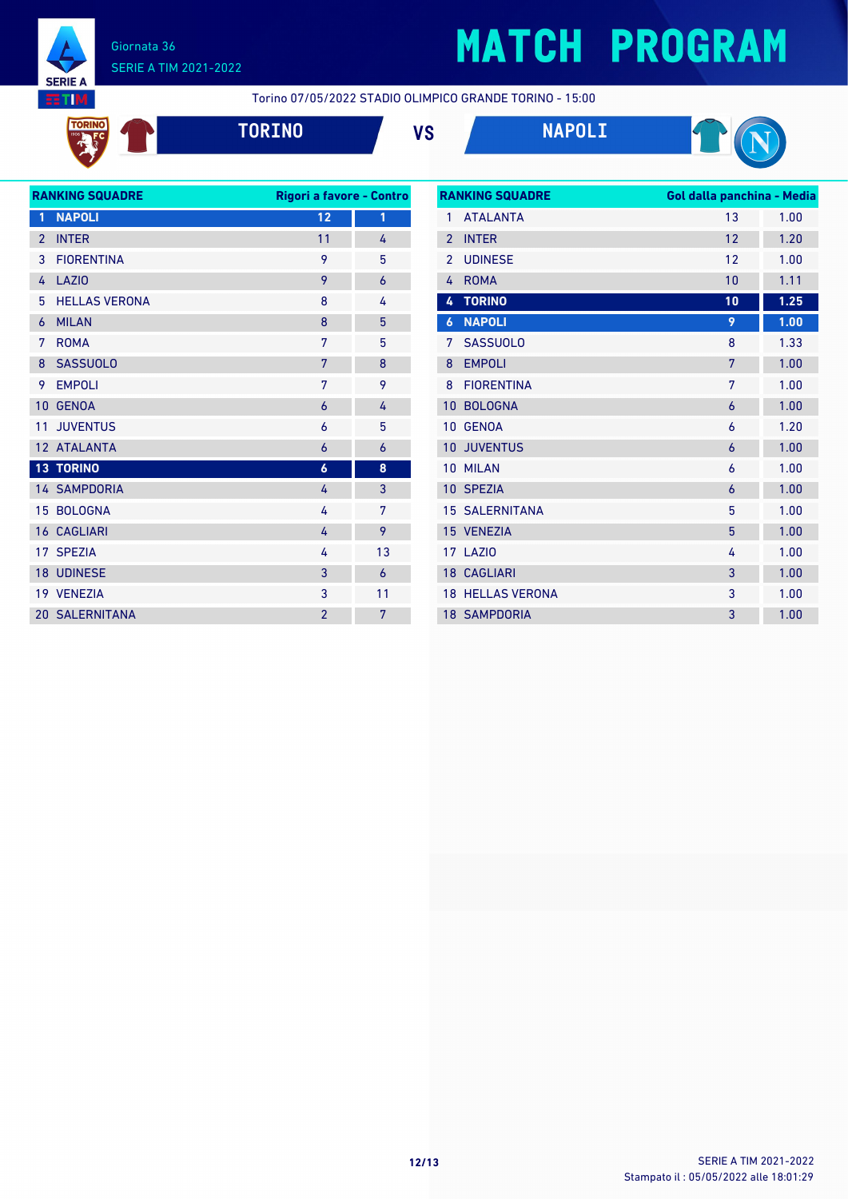# MATCH PROGRAM

Giornata 36
SERIE A TIM 2021-2022

Torino 07/05/2022 STADIO OLIMPICO GRANDE TORINO - 15:00

**TORINO** VS **NAPOLI**

| RANKING SQUADRE | Rigori a favore | Contro |
|---|---|---|
| 1 NAPOLI | 12 | 1 |
| 2 INTER | 11 | 4 |
| 3 FIORENTINA | 9 | 5 |
| 4 LAZIO | 9 | 6 |
| 5 HELLAS VERONA | 8 | 4 |
| 6 MILAN | 8 | 5 |
| 7 ROMA | 7 | 5 |
| 8 SASSUOLO | 7 | 8 |
| 9 EMPOLI | 7 | 9 |
| 10 GENOA | 6 | 4 |
| 11 JUVENTUS | 6 | 5 |
| 12 ATALANTA | 6 | 6 |
| 13 TORINO | 6 | 8 |
| 14 SAMPDORIA | 4 | 3 |
| 15 BOLOGNA | 4 | 7 |
| 16 CAGLIARI | 4 | 9 |
| 17 SPEZIA | 4 | 13 |
| 18 UDINESE | 3 | 6 |
| 19 VENEZIA | 3 | 11 |
| 20 SALERNITANA | 2 | 7 |

| RANKING SQUADRE | Gol dalla panchina | Media |
|---|---|---|
| 1 ATALANTA | 13 | 1.00 |
| 2 INTER | 12 | 1.20 |
| 2 UDINESE | 12 | 1.00 |
| 4 ROMA | 10 | 1.11 |
| 4 TORINO | 10 | 1.25 |
| 6 NAPOLI | 9 | 1.00 |
| 7 SASSUOLO | 8 | 1.33 |
| 8 EMPOLI | 7 | 1.00 |
| 8 FIORENTINA | 7 | 1.00 |
| 10 BOLOGNA | 6 | 1.00 |
| 10 GENOA | 6 | 1.20 |
| 10 JUVENTUS | 6 | 1.00 |
| 10 MILAN | 6 | 1.00 |
| 10 SPEZIA | 6 | 1.00 |
| 15 SALERNITANA | 5 | 1.00 |
| 15 VENEZIA | 5 | 1.00 |
| 17 LAZIO | 4 | 1.00 |
| 18 CAGLIARI | 3 | 1.00 |
| 18 HELLAS VERONA | 3 | 1.00 |
| 18 SAMPDORIA | 3 | 1.00 |

SERIE A TIM 2021-2022
Stampato il : 05/05/2022 alle 18:01:29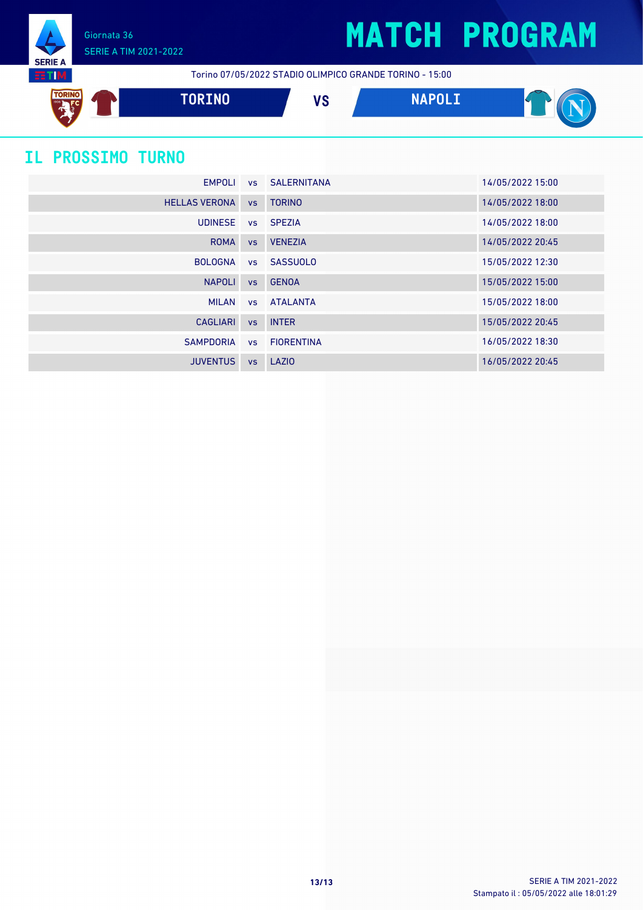# MATCH PROGRAM

Giornata 36
SERIE A TIM 2021-2022

Torino 07/05/2022 STADIO OLIMPICO GRANDE TORINO - 15:00

**TORINO** VS **NAPOLI**

## IL PROSSIMO TURNO

| | | | |
|---|---|---|---|
| EMPOLI | vs | SALERNITANA | 14/05/2022 15:00 |
| HELLAS VERONA | vs | TORINO | 14/05/2022 18:00 |
| UDINESE | vs | SPEZIA | 14/05/2022 18:00 |
| ROMA | vs | VENEZIA | 14/05/2022 20:45 |
| BOLOGNA | vs | SASSUOLO | 15/05/2022 12:30 |
| NAPOLI | vs | GENOA | 15/05/2022 15:00 |
| MILAN | vs | ATALANTA | 15/05/2022 18:00 |
| CAGLIARI | vs | INTER | 15/05/2022 20:45 |
| SAMPDORIA | vs | FIORENTINA | 16/05/2022 18:30 |
| JUVENTUS | vs | LAZIO | 16/05/2022 20:45 |

SERIE A TIM 2021-2022
Stampato il : 05/05/2022 alle 18:01:29